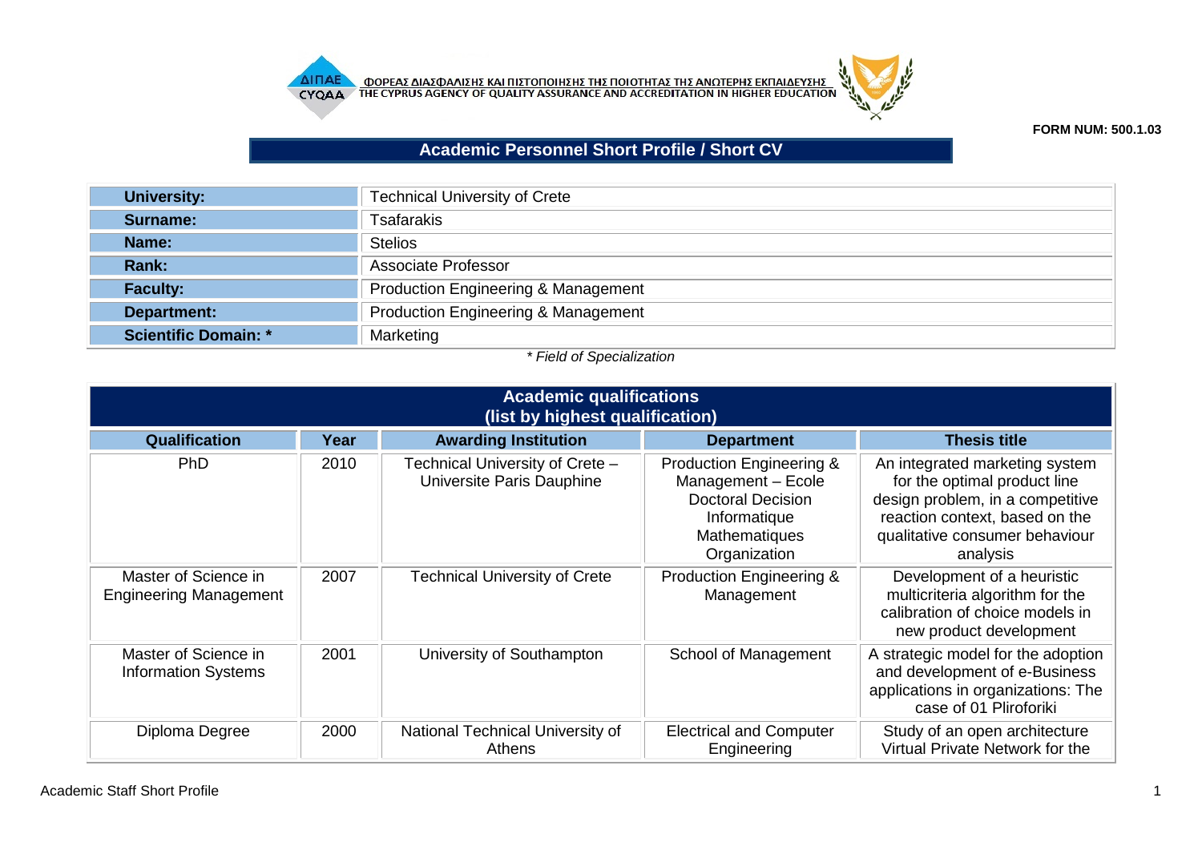ΦΟΡΕΑΣ ΔΙΑΣΦΑΛΙΣΗΣ ΚΑΙ ΠΙΣΤΟΠΟΙΗΣΗΣ ΤΗΣ ΠΟΙΟΤΗΤΑΣ ΤΗΣ ΑΝΩΤΕΡΗΣ ΕΚΠΑΙΔΕΥΣΗΣ
THE CYPRUS AGENCY OF QUALITY ASSURANCE AND ACCREDITATION IN HIGHER EDUCATION

**FORM NUM: 500.1.03**

# Academic Personnel Short Profile / Short CV

| | |
|---|---|
| **University:** | Technical University of Crete |
| **Surname:** | Tsafarakis |
| **Name:** | Stelios |
| **Rank:** | Associate Professor |
| **Faculty:** | Production Engineering & Management |
| **Department:** | Production Engineering & Management |
| **Scientific Domain: *** | Marketing |

*\* Field of Specialization*

## Academic qualifications (list by highest qualification)

| Qualification | Year | Awarding Institution | Department | Thesis title |
|---|---|---|---|---|
| PhD | 2010 | Technical University of Crete – Universite Paris Dauphine | Production Engineering & Management – Ecole Doctoral Decision Informatique Mathematiques Organization | An integrated marketing system for the optimal product line design problem, in a competitive reaction context, based on the qualitative consumer behaviour analysis |
| Master of Science in Engineering Management | 2007 | Technical University of Crete | Production Engineering & Management | Development of a heuristic multicriteria algorithm for the calibration of choice models in new product development |
| Master of Science in Information Systems | 2001 | University of Southampton | School of Management | A strategic model for the adoption and development of e-Business applications in organizations: The case of 01 Pliroforiki |
| Diploma Degree | 2000 | National Technical University of Athens | Electrical and Computer Engineering | Study of an open architecture Virtual Private Network for the |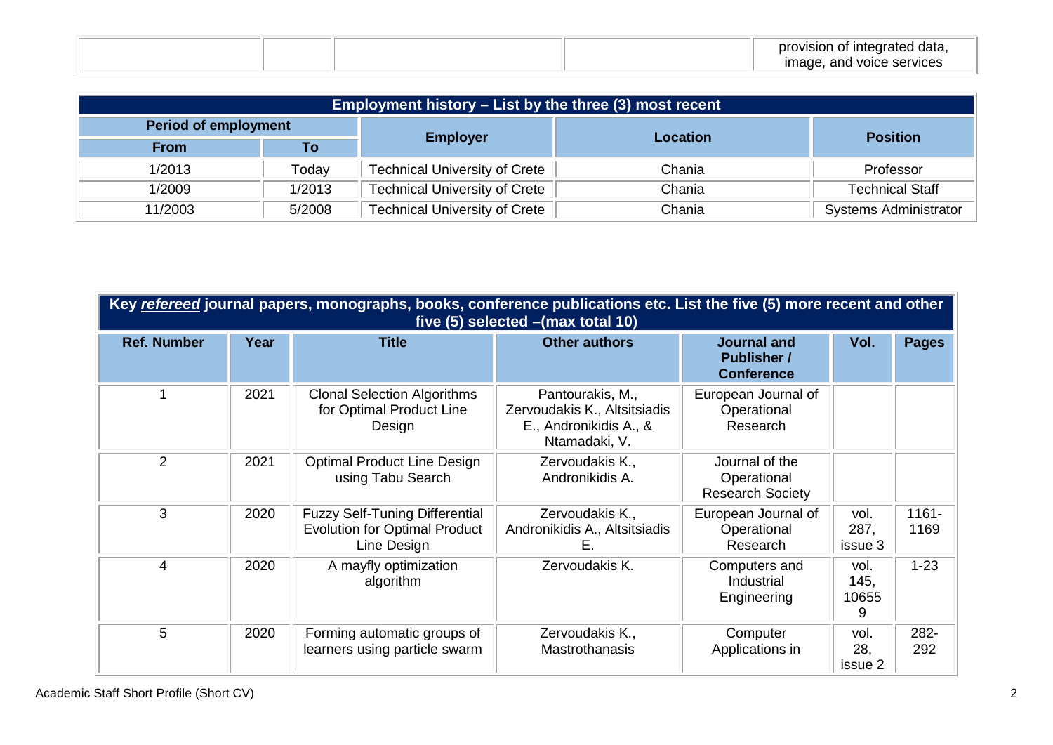| | | | | provision of integrated data, image, and voice services |
|---|---|---|---|---|

| Employment history – List by the three (3) most recent | | | | |
|---|---|---|---|---|
| Period of employment | | Employer | Location | Position |
| From | To | | | |
| 1/2013 | Today | Technical University of Crete | Chania | Professor |
| 1/2009 | 1/2013 | Technical University of Crete | Chania | Technical Staff |
| 11/2003 | 5/2008 | Technical University of Crete | Chania | Systems Administrator |

| Key ***refereed*** journal papers, monographs, books, conference publications etc. List the five (5) more recent and other five (5) selected –(max total 10) | | | | | | |
|---|---|---|---|---|---|---|
| Ref. Number | Year | Title | Other authors | Journal and Publisher / Conference | Vol. | Pages |
| 1 | 2021 | Clonal Selection Algorithms for Optimal Product Line Design | Pantourakis, M., Zervoudakis K., Altsitsiadis E., Andronikidis A., & Ntamadaki, V. | European Journal of Operational Research | | |
| 2 | 2021 | Optimal Product Line Design using Tabu Search | Zervoudakis K., Andronikidis A. | Journal of the Operational Research Society | | |
| 3 | 2020 | Fuzzy Self-Tuning Differential Evolution for Optimal Product Line Design | Zervoudakis K., Andronikidis A., Altsitsiadis E. | European Journal of Operational Research | vol. 287, issue 3 | 1161-1169 |
| 4 | 2020 | A mayfly optimization algorithm | Zervoudakis K. | Computers and Industrial Engineering | vol. 145, 106559 | 1-23 |
| 5 | 2020 | Forming automatic groups of learners using particle swarm | Zervoudakis K., Mastrothanasis | Computer Applications in | vol. 28, issue 2 | 282-292 |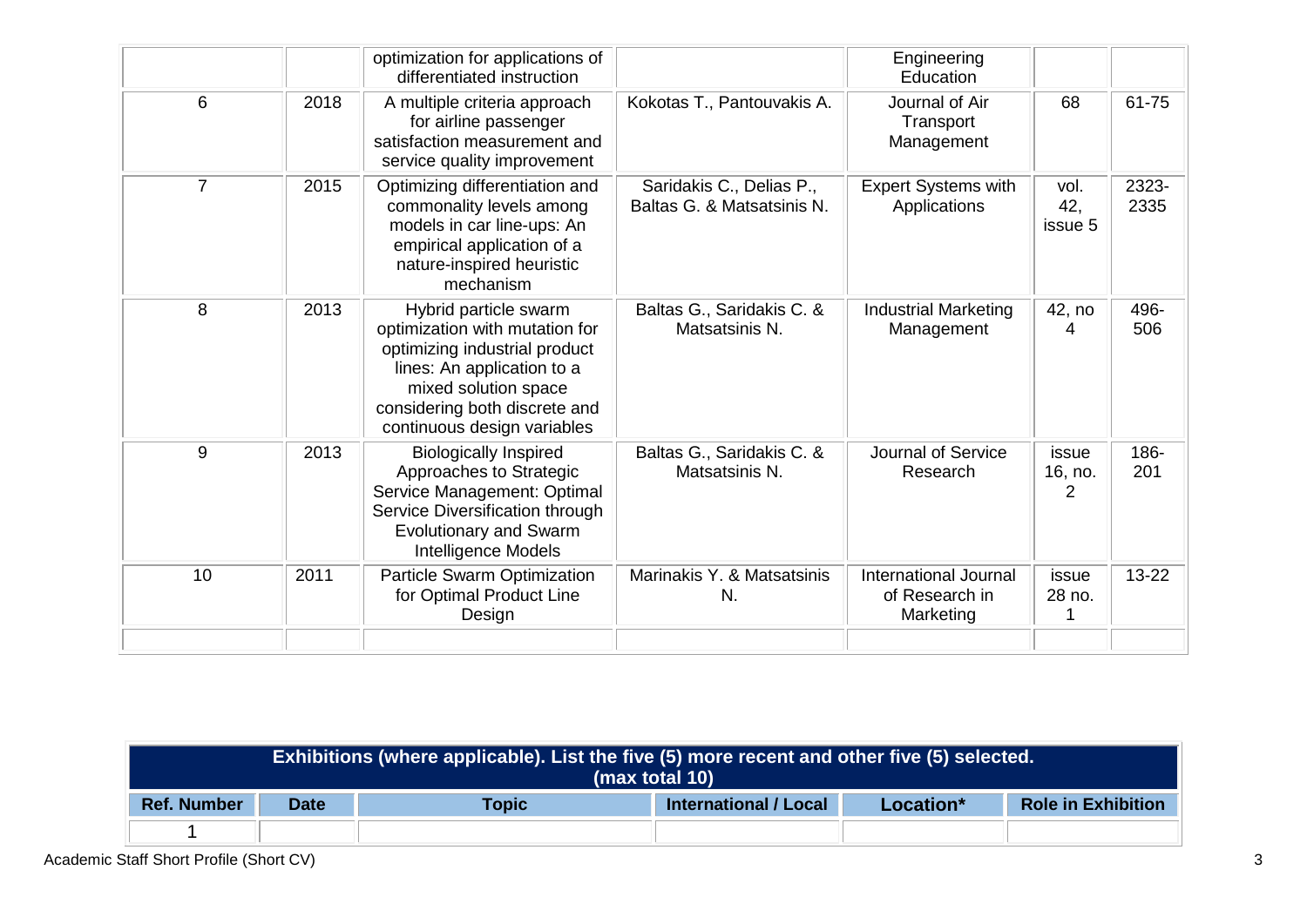| | | | | | | |
|---|---|---|---|---|---|---|
| | | optimization for applications of differentiated instruction | | Engineering Education | | |
| 6 | 2018 | A multiple criteria approach for airline passenger satisfaction measurement and service quality improvement | Kokotas T., Pantouvakis A. | Journal of Air Transport Management | 68 | 61-75 |
| 7 | 2015 | Optimizing differentiation and commonality levels among models in car line-ups: An empirical application of a nature-inspired heuristic mechanism | Saridakis C., Delias P., Baltas G. & Matsatsinis N. | Expert Systems with Applications | vol. 42, issue 5 | 2323-2335 |
| 8 | 2013 | Hybrid particle swarm optimization with mutation for optimizing industrial product lines: An application to a mixed solution space considering both discrete and continuous design variables | Baltas G., Saridakis C. & Matsatsinis N. | Industrial Marketing Management | 42, no 4 | 496-506 |
| 9 | 2013 | Biologically Inspired Approaches to Strategic Service Management: Optimal Service Diversification through Evolutionary and Swarm Intelligence Models | Baltas G., Saridakis C. & Matsatsinis N. | Journal of Service Research | issue 16, no. 2 | 186-201 |
| 10 | 2011 | Particle Swarm Optimization for Optimal Product Line Design | Marinakis Y. & Matsatsinis N. | International Journal of Research in Marketing | issue 28 no. 1 | 13-22 |
| | | | | | | |

| Exhibitions (where applicable). List the five (5) more recent and other five (5) selected. (max total 10) | | | | | |
|---|---|---|---|---|---|
| **Ref. Number** | **Date** | **Topic** | **International / Local** | **Location*** | **Role in Exhibition** |
| 1 | | | | | |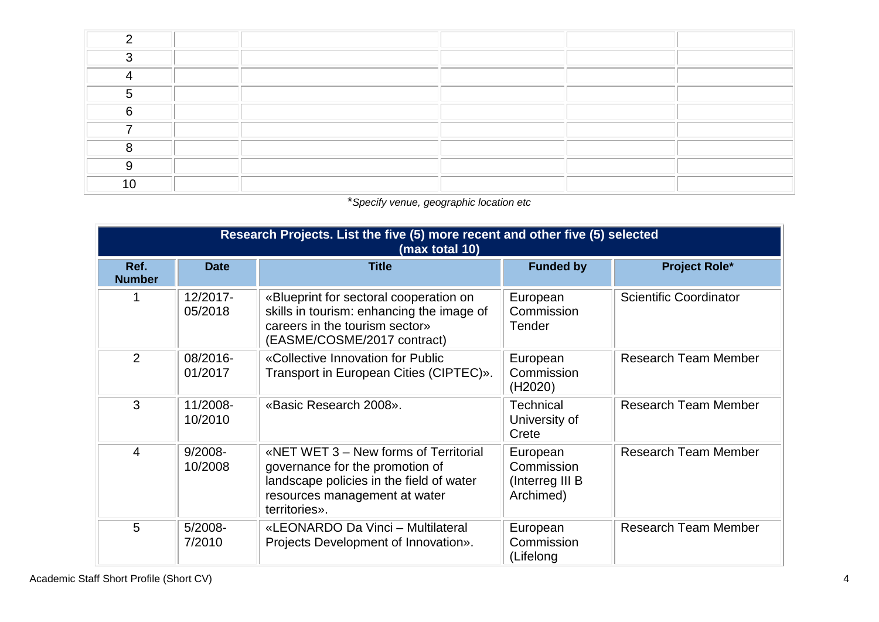| 2 | | | | | |
|---|---|---|---|---|---|
| 3 | | | | | |
| 4 | | | | | |
| 5 | | | | | |
| 6 | | | | | |
| 7 | | | | | |
| 8 | | | | | |
| 9 | | | | | |
| 10 | | | | | |

**Specify venue, geographic location etc*

| **Research Projects. List the five (5) more recent and other five (5) selected (max total 10)** | | | | |
|---|---|---|---|---|
| **Ref. Number** | **Date** | **Title** | **Funded by** | **Project Role*** |
| 1 | 12/2017-05/2018 | «Blueprint for sectoral cooperation on skills in tourism: enhancing the image of careers in the tourism sector» (EASME/COSME/2017 contract) | European Commission Tender | Scientific Coordinator |
| 2 | 08/2016-01/2017 | «Collective Innovation for Public Transport in European Cities (CIPTEC)». | European Commission (H2020) | Research Team Member |
| 3 | 11/2008-10/2010 | «Basic Research 2008». | Technical University of Crete | Research Team Member |
| 4 | 9/2008-10/2008 | «NET WET 3 – New forms of Territorial governance for the promotion of landscape policies in the field of water resources management at water territories». | European Commission (Interreg III B Archimed) | Research Team Member |
| 5 | 5/2008-7/2010 | «LEONARDO Da Vinci – Multilateral Projects Development of Innovation». | European Commission (Lifelong | Research Team Member |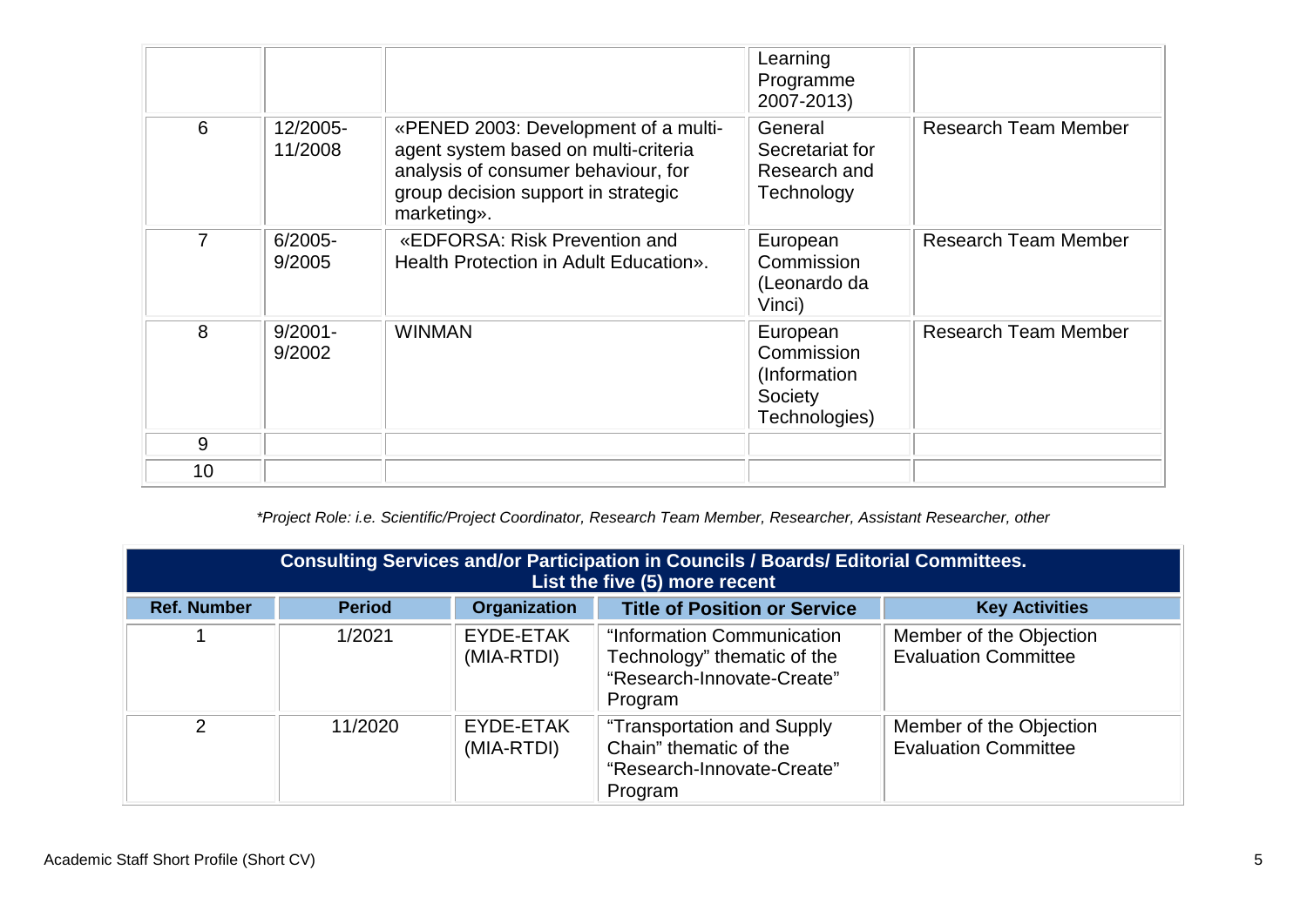| | | | Learning Programme 2007-2013) | |
|---|---|---|---|---|
| 6 | 12/2005-11/2008 | «PENED 2003: Development of a multi-agent system based on multi-criteria analysis of consumer behaviour, for group decision support in strategic marketing». | General Secretariat for Research and Technology | Research Team Member |
| 7 | 6/2005-9/2005 | «EDFORSA: Risk Prevention and Health Protection in Adult Education». | European Commission (Leonardo da Vinci) | Research Team Member |
| 8 | 9/2001-9/2002 | WINMAN | European Commission (Information Society Technologies) | Research Team Member |
| 9 | | | | |
| 10 | | | | |

*\*Project Role: i.e. Scientific/Project Coordinator, Research Team Member, Researcher, Assistant Researcher, other*

| **Consulting Services and/or Participation in Councils / Boards/ Editorial Committees. List the five (5) more recent** | | | | |
|---|---|---|---|---|
| **Ref. Number** | **Period** | **Organization** | **Title of Position or Service** | **Key Activities** |
| 1 | 1/2021 | EYDE-ETAK (MIA-RTDI) | "Information Communication Technology" thematic of the "Research-Innovate-Create" Program | Member of the Objection Evaluation Committee |
| 2 | 11/2020 | EYDE-ETAK (MIA-RTDI) | "Transportation and Supply Chain" thematic of the "Research-Innovate-Create" Program | Member of the Objection Evaluation Committee |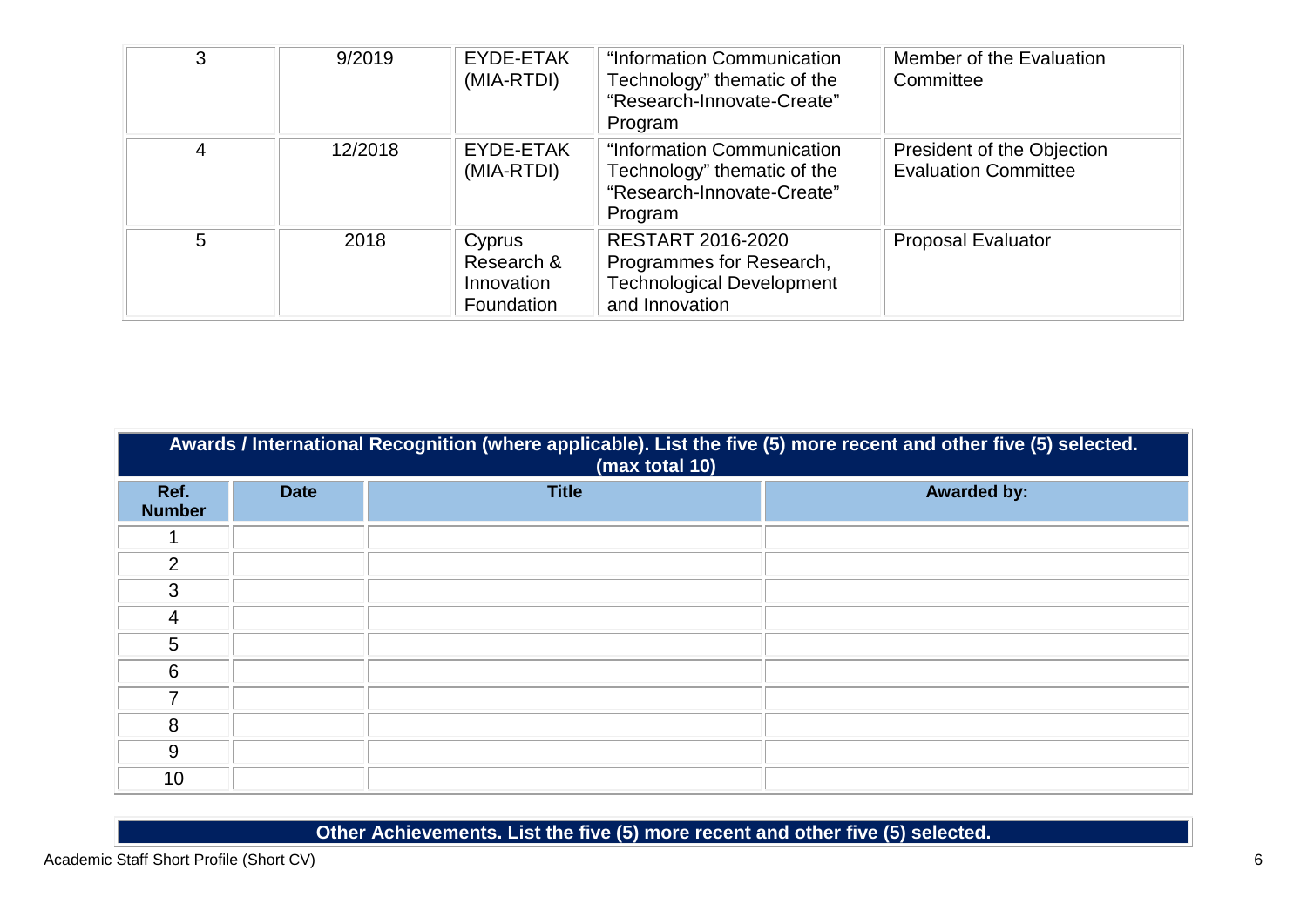| 3 | 9/2019 | EYDE-ETAK (MIA-RTDI) | "Information Communication Technology" thematic of the "Research-Innovate-Create" Program | Member of the Evaluation Committee |
|---|---|---|---|---|
| 4 | 12/2018 | EYDE-ETAK (MIA-RTDI) | "Information Communication Technology" thematic of the "Research-Innovate-Create" Program | President of the Objection Evaluation Committee |
| 5 | 2018 | Cyprus Research & Innovation Foundation | RESTART 2016-2020 Programmes for Research, Technological Development and Innovation | Proposal Evaluator |

| **Awards / International Recognition (where applicable). List the five (5) more recent and other five (5) selected. (max total 10)** | | | |
|---|---|---|---|
| **Ref. Number** | **Date** | **Title** | **Awarded by:** |
| 1 | | | |
| 2 | | | |
| 3 | | | |
| 4 | | | |
| 5 | | | |
| 6 | | | |
| 7 | | | |
| 8 | | | |
| 9 | | | |
| 10 | | | |

**Other Achievements. List the five (5) more recent and other five (5) selected.**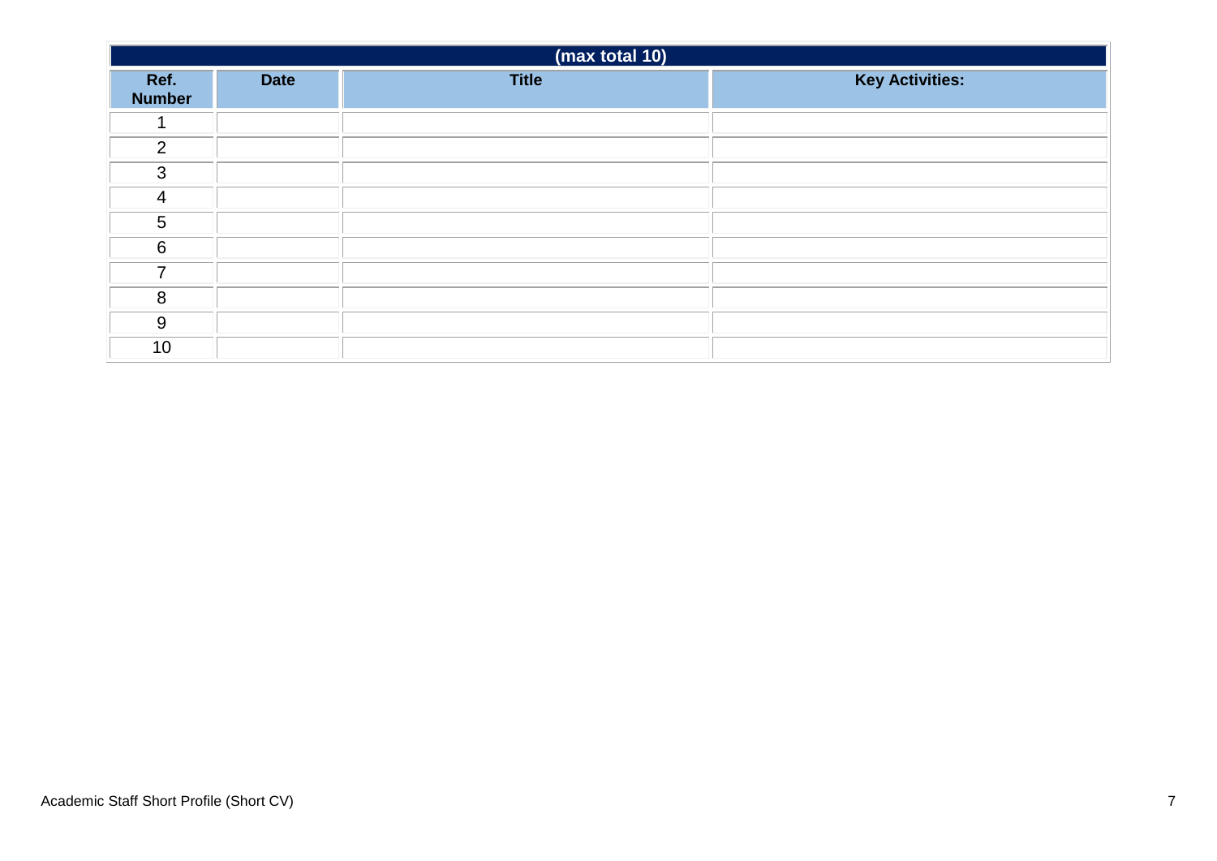| (max total 10) | | | |
|---|---|---|---|
| **Ref. Number** | **Date** | **Title** | **Key Activities:** |
| 1 | | | |
| 2 | | | |
| 3 | | | |
| 4 | | | |
| 5 | | | |
| 6 | | | |
| 7 | | | |
| 8 | | | |
| 9 | | | |
| 10 | | | |